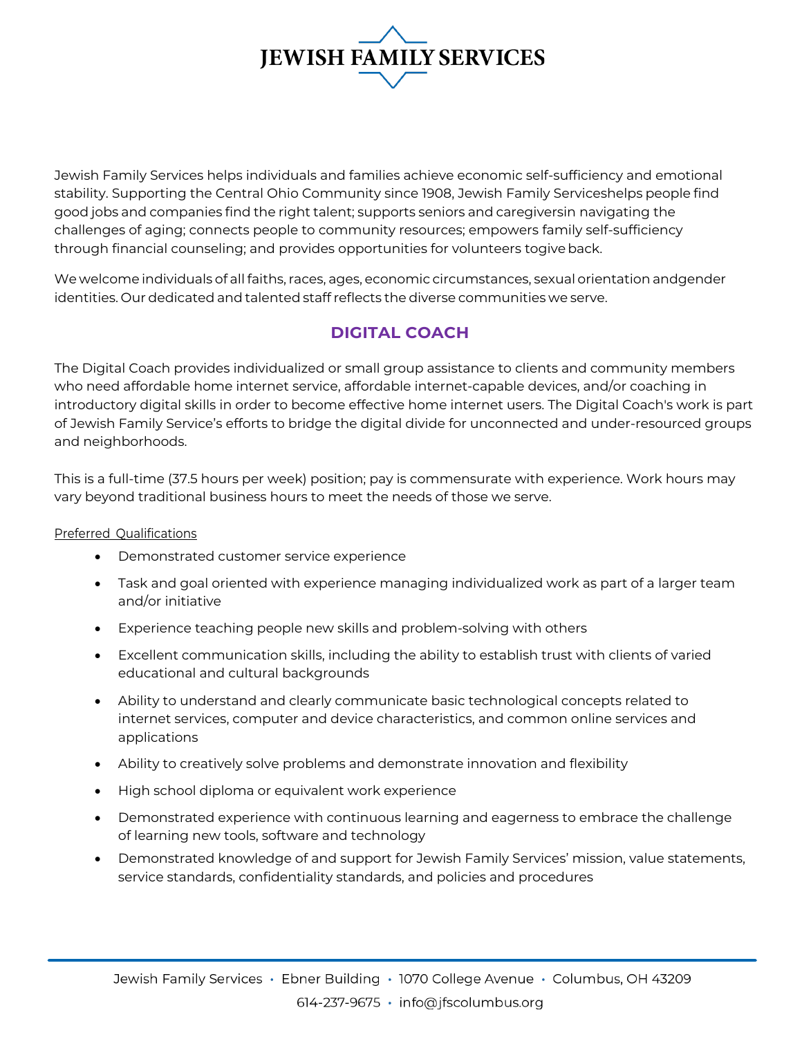# JEWISH FAMILY SERVICES

Jewish Family Services helps individuals and families achieve economic self-sufficiency and emotional stability. Supporting the Central Ohio Community since 1908, Jewish Family Serviceshelps people find good jobs and companies find the right talent; supports seniors and caregiversin navigating the challenges of aging; connects people to community resources; empowers family self-sufficiency through financial counseling; and provides opportunities for volunteers togive back.

We welcome individuals of all faiths, races, ages, economic circumstances, sexual orientation andgender identities. Our dedicated and talented staff reflects the diverse communities we serve.

## DIGITAL COACH

The Digital Coach provides individualized or small group assistance to clients and community members who need affordable home internet service, affordable internet-capable devices, and/or coaching in introductory digital skills in order to become effective home internet users. The Digital Coach's work is part of Jewish Family Service's efforts to bridge the digital divide for unconnected and under-resourced groups and neighborhoods.

This is a full-time (37.5 hours per week) position; pay is commensurate with experience. Work hours may vary beyond traditional business hours to meet the needs of those we serve.

Preferred Qualifications

- Demonstrated customer service experience
- Task and goal oriented with experience managing individualized work as part of a larger team and/or initiative
- Experience teaching people new skills and problem-solving with others
- Excellent communication skills, including the ability to establish trust with clients of varied educational and cultural backgrounds
- Ability to understand and clearly communicate basic technological concepts related to internet services, computer and device characteristics, and common online services and applications
- Ability to creatively solve problems and demonstrate innovation and flexibility
- High school diploma or equivalent work experience
- Demonstrated experience with continuous learning and eagerness to embrace the challenge of learning new tools, software and technology
- Demonstrated knowledge of and support for Jewish Family Services' mission, value statements, service standards, confidentiality standards, and policies and procedures

Jewish Family Services • Ebner Building • 1070 College Avenue • Columbus, OH 43209

614-237-9675 • info@jfscolumbus.org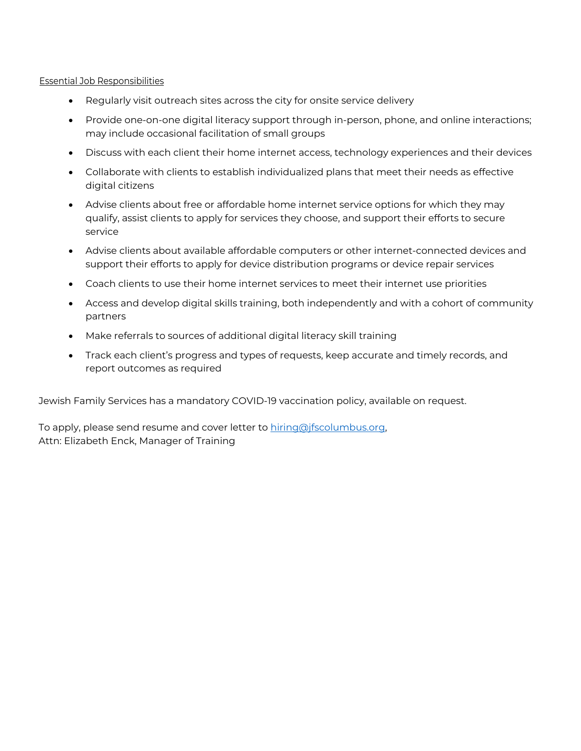Essential Job Responsibilities

- Regularly visit outreach sites across the city for onsite service delivery
- Provide one-on-one digital literacy support through in-person, phone, and online interactions; may include occasional facilitation of small groups
- Discuss with each client their home internet access, technology experiences and their devices
- Collaborate with clients to establish individualized plans that meet their needs as effective digital citizens
- Advise clients about free or affordable home internet service options for which they may qualify, assist clients to apply for services they choose, and support their efforts to secure service
- Advise clients about available affordable computers or other internet-connected devices and support their efforts to apply for device distribution programs or device repair services
- Coach clients to use their home internet services to meet their internet use priorities
- Access and develop digital skills training, both independently and with a cohort of community partners
- Make referrals to sources of additional digital literacy skill training
- Track each client's progress and types of requests, keep accurate and timely records, and report outcomes as required

Jewish Family Services has a mandatory COVID-19 vaccination policy, available on request.

To apply, please send resume and cover letter to [hiring@jfscolumbus.org](mailto:hiring@jfscolumbus.org),
Attn: Elizabeth Enck, Manager of Training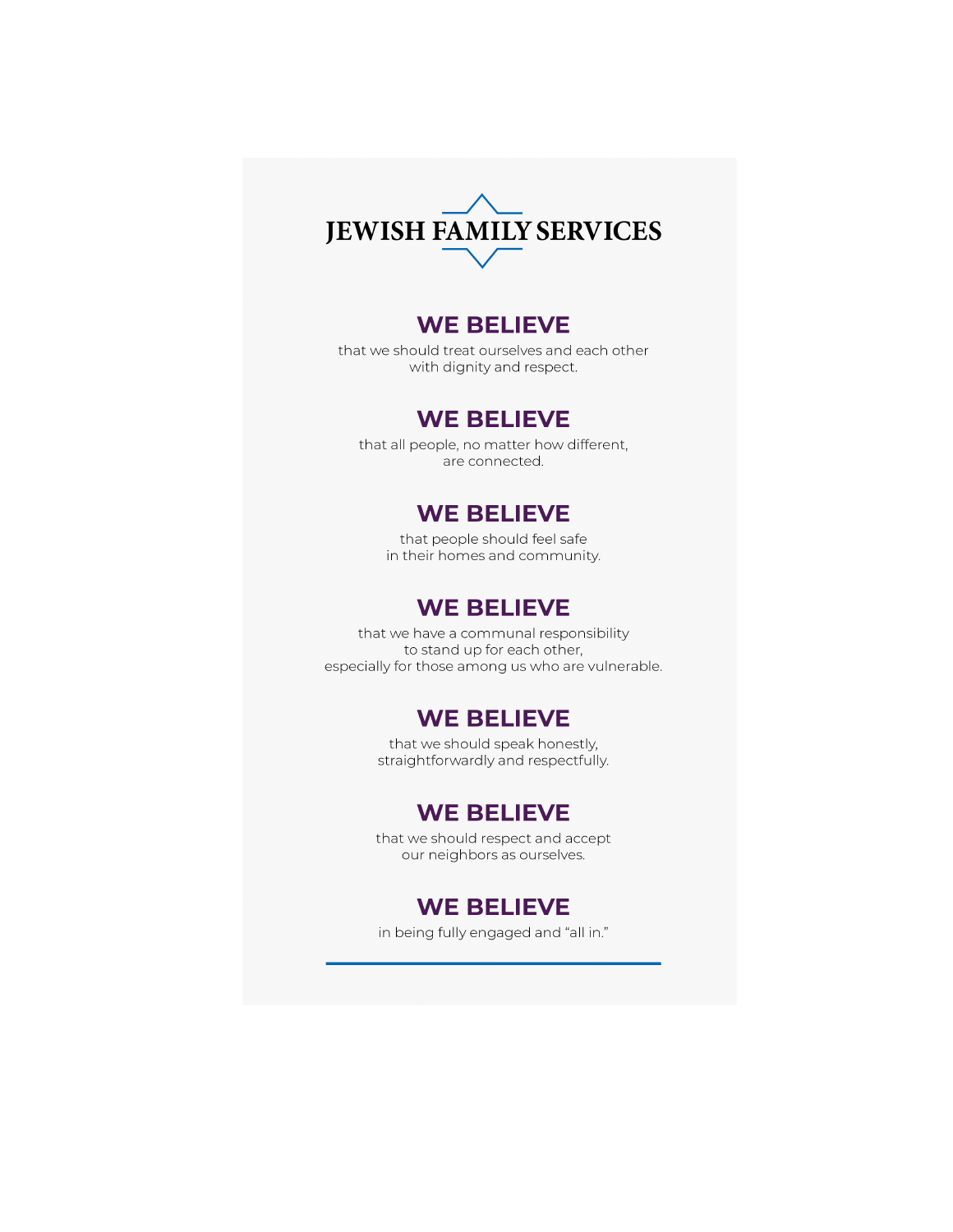# JEWISH FAMILY SERVICES

## WE BELIEVE

that we should treat ourselves and each other with dignity and respect.

## WE BELIEVE

that all people, no matter how different, are connected.

## WE BELIEVE

that people should feel safe in their homes and community.

## WE BELIEVE

that we have a communal responsibility to stand up for each other, especially for those among us who are vulnerable.

## WE BELIEVE

that we should speak honestly, straightforwardly and respectfully.

## WE BELIEVE

that we should respect and accept our neighbors as ourselves.

## WE BELIEVE

in being fully engaged and "all in."